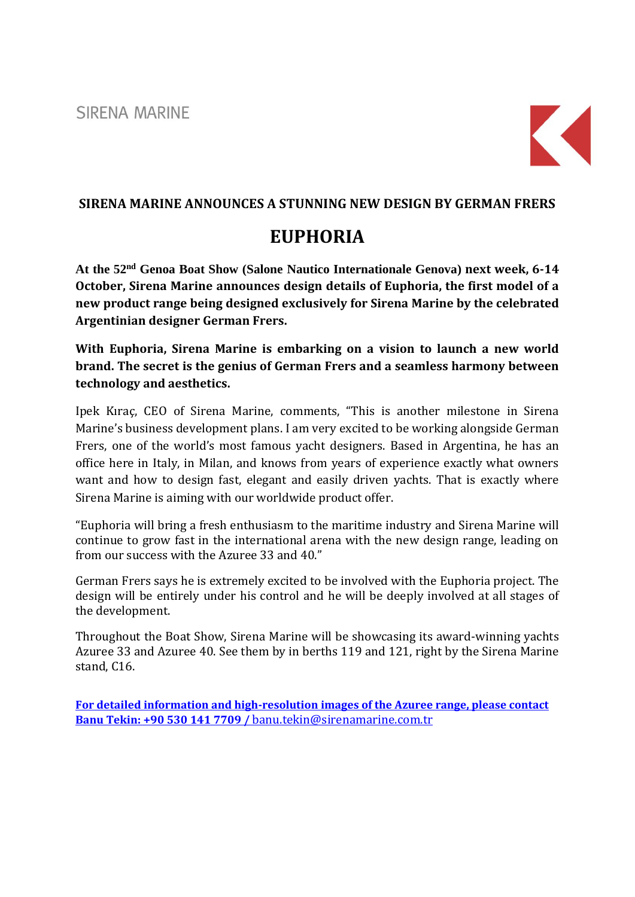SIRENA MARINE

## SIRENA MARINE ANNOUNCES A STUNNING NEW DESIGN BY GERMAN FRERS

# EUPHORIA

**At the 52nd Genoa Boat Show (Salone Nautico Internationale Genova) next week, 6-14 October, Sirena Marine announces design details of Euphoria, the first model of a new product range being designed exclusively for Sirena Marine by the celebrated Argentinian designer German Frers.**

**With Euphoria, Sirena Marine is embarking on a vision to launch a new world brand. The secret is the genius of German Frers and a seamless harmony between technology and aesthetics.**

Ipek Kıraç, CEO of Sirena Marine, comments, "This is another milestone in Sirena Marine's business development plans. I am very excited to be working alongside German Frers, one of the world's most famous yacht designers. Based in Argentina, he has an office here in Italy, in Milan, and knows from years of experience exactly what owners want and how to design fast, elegant and easily driven yachts. That is exactly where Sirena Marine is aiming with our worldwide product offer.

"Euphoria will bring a fresh enthusiasm to the maritime industry and Sirena Marine will continue to grow fast in the international arena with the new design range, leading on from our success with the Azuree 33 and 40."

German Frers says he is extremely excited to be involved with the Euphoria project. The design will be entirely under his control and he will be deeply involved at all stages of the development.

Throughout the Boat Show, Sirena Marine will be showcasing its award-winning yachts Azuree 33 and Azuree 40. See them by in berths 119 and 121, right by the Sirena Marine stand, C16.

**For detailed information and high-resolution images of the Azuree range, please contact Banu Tekin: +90 530 141 7709 /** banu.tekin@sirenamarine.com.tr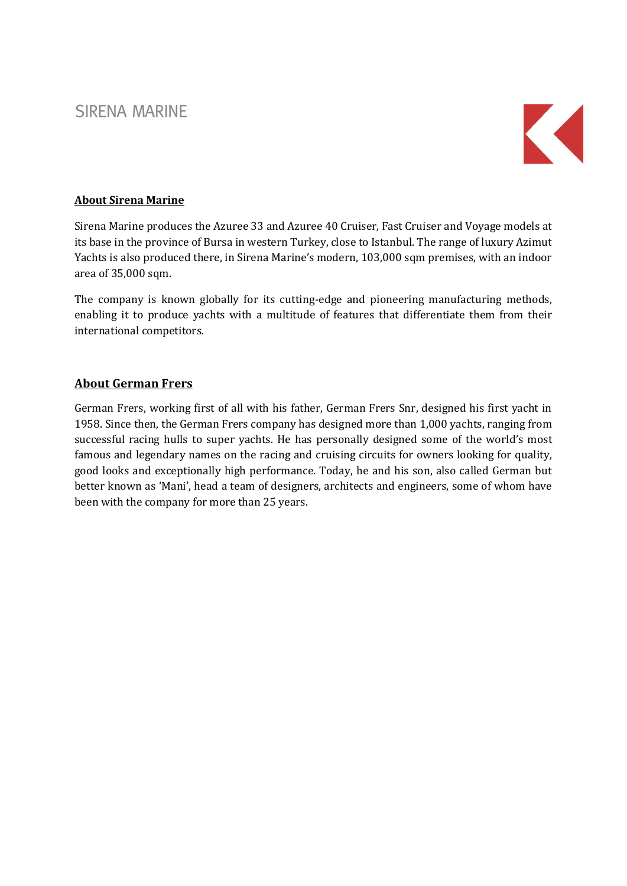SIRENA MARINE

## About Sirena Marine

Sirena Marine produces the Azuree 33 and Azuree 40 Cruiser, Fast Cruiser and Voyage models at its base in the province of Bursa in western Turkey, close to Istanbul. The range of luxury Azimut Yachts is also produced there, in Sirena Marine's modern, 103,000 sqm premises, with an indoor area of 35,000 sqm.

The company is known globally for its cutting-edge and pioneering manufacturing methods, enabling it to produce yachts with a multitude of features that differentiate them from their international competitors.

## About German Frers

German Frers, working first of all with his father, German Frers Snr, designed his first yacht in 1958. Since then, the German Frers company has designed more than 1,000 yachts, ranging from successful racing hulls to super yachts. He has personally designed some of the world's most famous and legendary names on the racing and cruising circuits for owners looking for quality, good looks and exceptionally high performance. Today, he and his son, also called German but better known as 'Mani', head a team of designers, architects and engineers, some of whom have been with the company for more than 25 years.